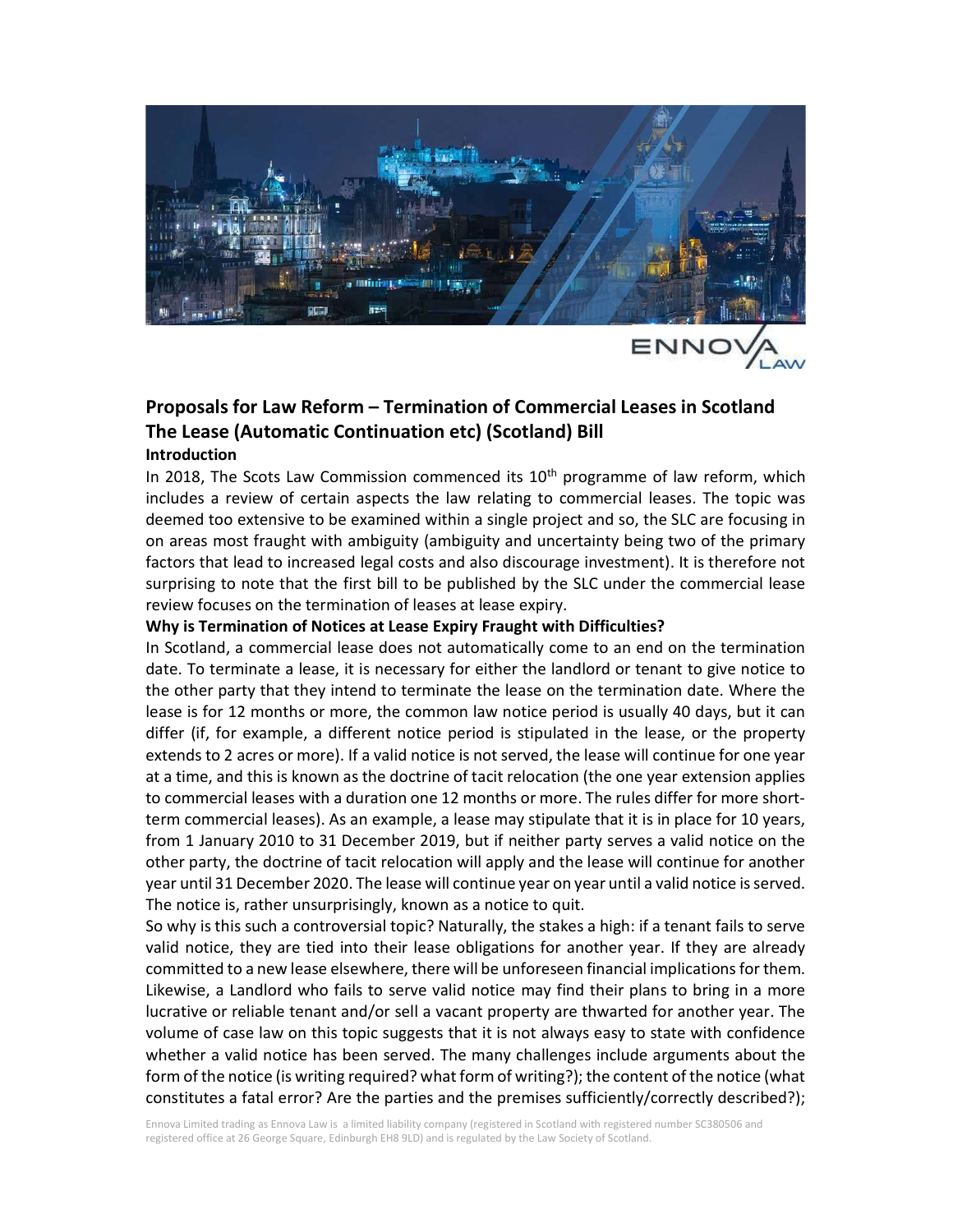## Proposals for Law Reform – Termination of Commercial Leases in Scotland

## The Lease (Automatic Continuation etc) (Scotland) Bill

### Introduction

In 2018, The Scots Law Commission commenced its 10th programme of law reform, which includes a review of certain aspects the law relating to commercial leases. The topic was deemed too extensive to be examined within a single project and so, the SLC are focusing in on areas most fraught with ambiguity (ambiguity and uncertainty being two of the primary factors that lead to increased legal costs and also discourage investment). It is therefore not surprising to note that the first bill to be published by the SLC under the commercial lease review focuses on the termination of leases at lease expiry.

### Why is Termination of Notices at Lease Expiry Fraught with Difficulties?

In Scotland, a commercial lease does not automatically come to an end on the termination date. To terminate a lease, it is necessary for either the landlord or tenant to give notice to the other party that they intend to terminate the lease on the termination date. Where the lease is for 12 months or more, the common law notice period is usually 40 days, but it can differ (if, for example, a different notice period is stipulated in the lease, or the property extends to 2 acres or more). If a valid notice is not served, the lease will continue for one year at a time, and this is known as the doctrine of tacit relocation (the one year extension applies to commercial leases with a duration one 12 months or more. The rules differ for more short-term commercial leases). As an example, a lease may stipulate that it is in place for 10 years, from 1 January 2010 to 31 December 2019, but if neither party serves a valid notice on the other party, the doctrine of tacit relocation will apply and the lease will continue for another year until 31 December 2020. The lease will continue year on year until a valid notice is served. The notice is, rather unsurprisingly, known as a notice to quit.

So why is this such a controversial topic? Naturally, the stakes a high: if a tenant fails to serve valid notice, they are tied into their lease obligations for another year. If they are already committed to a new lease elsewhere, there will be unforeseen financial implications for them. Likewise, a Landlord who fails to serve valid notice may find their plans to bring in a more lucrative or reliable tenant and/or sell a vacant property are thwarted for another year. The volume of case law on this topic suggests that it is not always easy to state with confidence whether a valid notice has been served. The many challenges include arguments about the form of the notice (is writing required? what form of writing?); the content of the notice (what constitutes a fatal error? Are the parties and the premises sufficiently/correctly described?);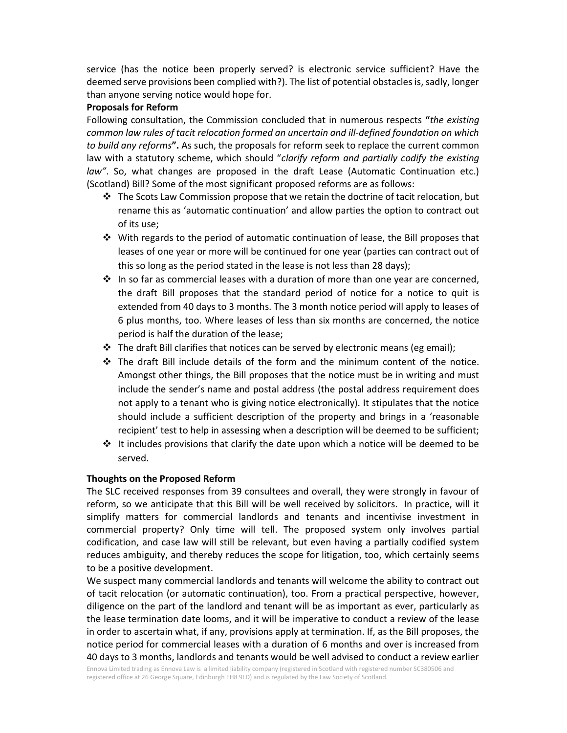service (has the notice been properly served? is electronic service sufficient? Have the deemed serve provisions been complied with?). The list of potential obstacles is, sadly, longer than anyone serving notice would hope for.

**Proposals for Reform**

Following consultation, the Commission concluded that in numerous respects **"***the existing common law rules of tacit relocation formed an uncertain and ill-defined foundation on which to build any reforms***".** As such, the proposals for reform seek to replace the current common law with a statutory scheme, which should "*clarify reform and partially codify the existing law"*. So, what changes are proposed in the draft Lease (Automatic Continuation etc.) (Scotland) Bill? Some of the most significant proposed reforms are as follows:

- The Scots Law Commission propose that we retain the doctrine of tacit relocation, but rename this as 'automatic continuation' and allow parties the option to contract out of its use;
- With regards to the period of automatic continuation of lease, the Bill proposes that leases of one year or more will be continued for one year (parties can contract out of this so long as the period stated in the lease is not less than 28 days);
- In so far as commercial leases with a duration of more than one year are concerned, the draft Bill proposes that the standard period of notice for a notice to quit is extended from 40 days to 3 months. The 3 month notice period will apply to leases of 6 plus months, too. Where leases of less than six months are concerned, the notice period is half the duration of the lease;
- The draft Bill clarifies that notices can be served by electronic means (eg email);
- The draft Bill include details of the form and the minimum content of the notice. Amongst other things, the Bill proposes that the notice must be in writing and must include the sender's name and postal address (the postal address requirement does not apply to a tenant who is giving notice electronically). It stipulates that the notice should include a sufficient description of the property and brings in a 'reasonable recipient' test to help in assessing when a description will be deemed to be sufficient;
- It includes provisions that clarify the date upon which a notice will be deemed to be served.

**Thoughts on the Proposed Reform**

The SLC received responses from 39 consultees and overall, they were strongly in favour of reform, so we anticipate that this Bill will be well received by solicitors. In practice, will it simplify matters for commercial landlords and tenants and incentivise investment in commercial property? Only time will tell. The proposed system only involves partial codification, and case law will still be relevant, but even having a partially codified system reduces ambiguity, and thereby reduces the scope for litigation, too, which certainly seems to be a positive development.

We suspect many commercial landlords and tenants will welcome the ability to contract out of tacit relocation (or automatic continuation), too. From a practical perspective, however, diligence on the part of the landlord and tenant will be as important as ever, particularly as the lease termination date looms, and it will be imperative to conduct a review of the lease in order to ascertain what, if any, provisions apply at termination. If, as the Bill proposes, the notice period for commercial leases with a duration of 6 months and over is increased from 40 days to 3 months, landlords and tenants would be well advised to conduct a review earlier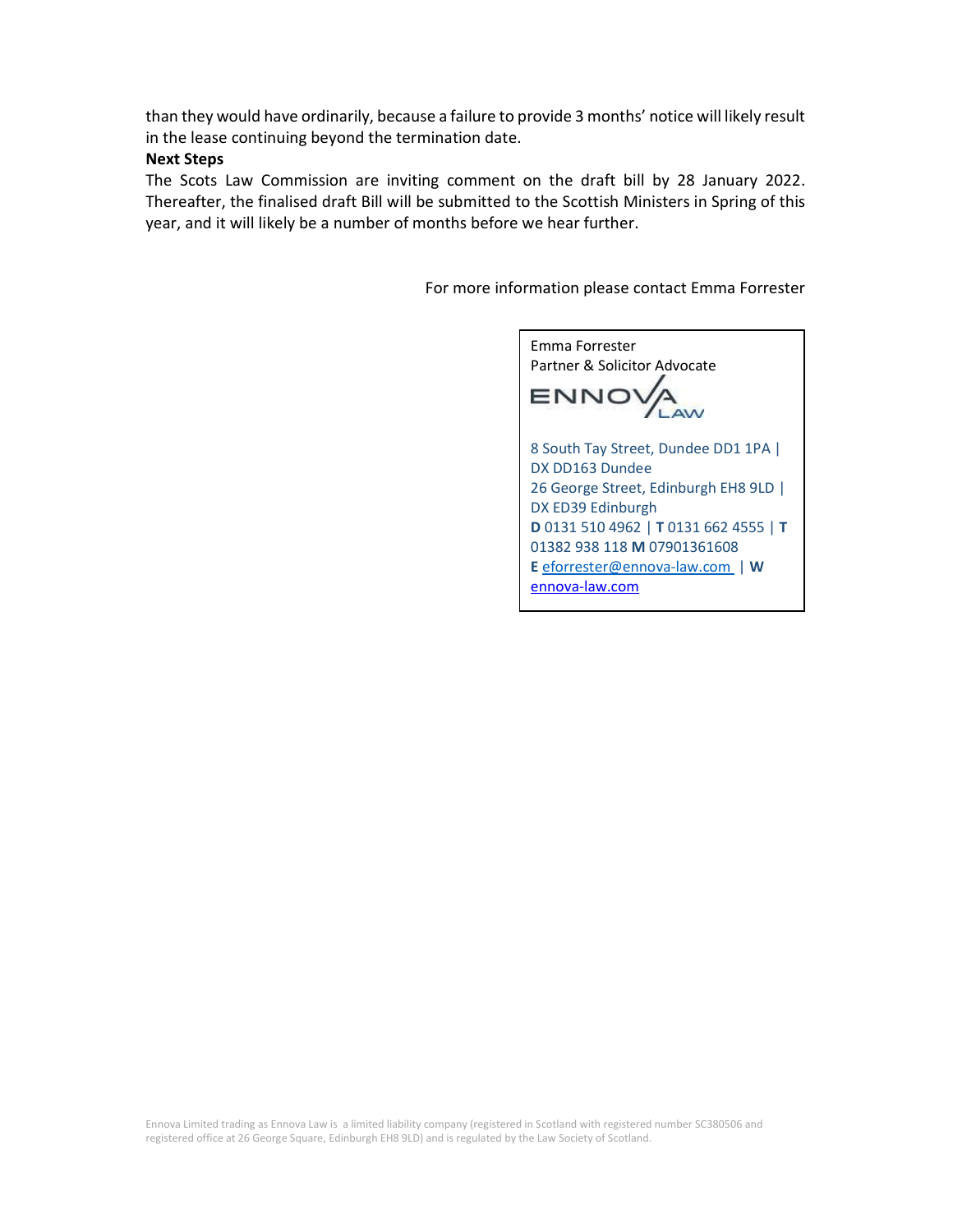than they would have ordinarily, because a failure to provide 3 months' notice will likely result in the lease continuing beyond the termination date.

**Next Steps**

The Scots Law Commission are inviting comment on the draft bill by 28 January 2022. Thereafter, the finalised draft Bill will be submitted to the Scottish Ministers in Spring of this year, and it will likely be a number of months before we hear further.

For more information please contact Emma Forrester

Emma Forrester
Partner & Solicitor Advocate
ENNOVA LAW

8 South Tay Street, Dundee DD1 1PA |
DX DD163 Dundee
26 George Street, Edinburgh EH8 9LD |
DX ED39 Edinburgh
**D** 0131 510 4962 | **T** 0131 662 4555 | **T** 01382 938 118 **M** 07901361608
**E** eforrester@ennova-law.com | **W** ennova-law.com

Ennova Limited trading as Ennova Law is a limited liability company (registered in Scotland with registered number SC380506 and registered office at 26 George Square, Edinburgh EH8 9LD) and is regulated by the Law Society of Scotland.